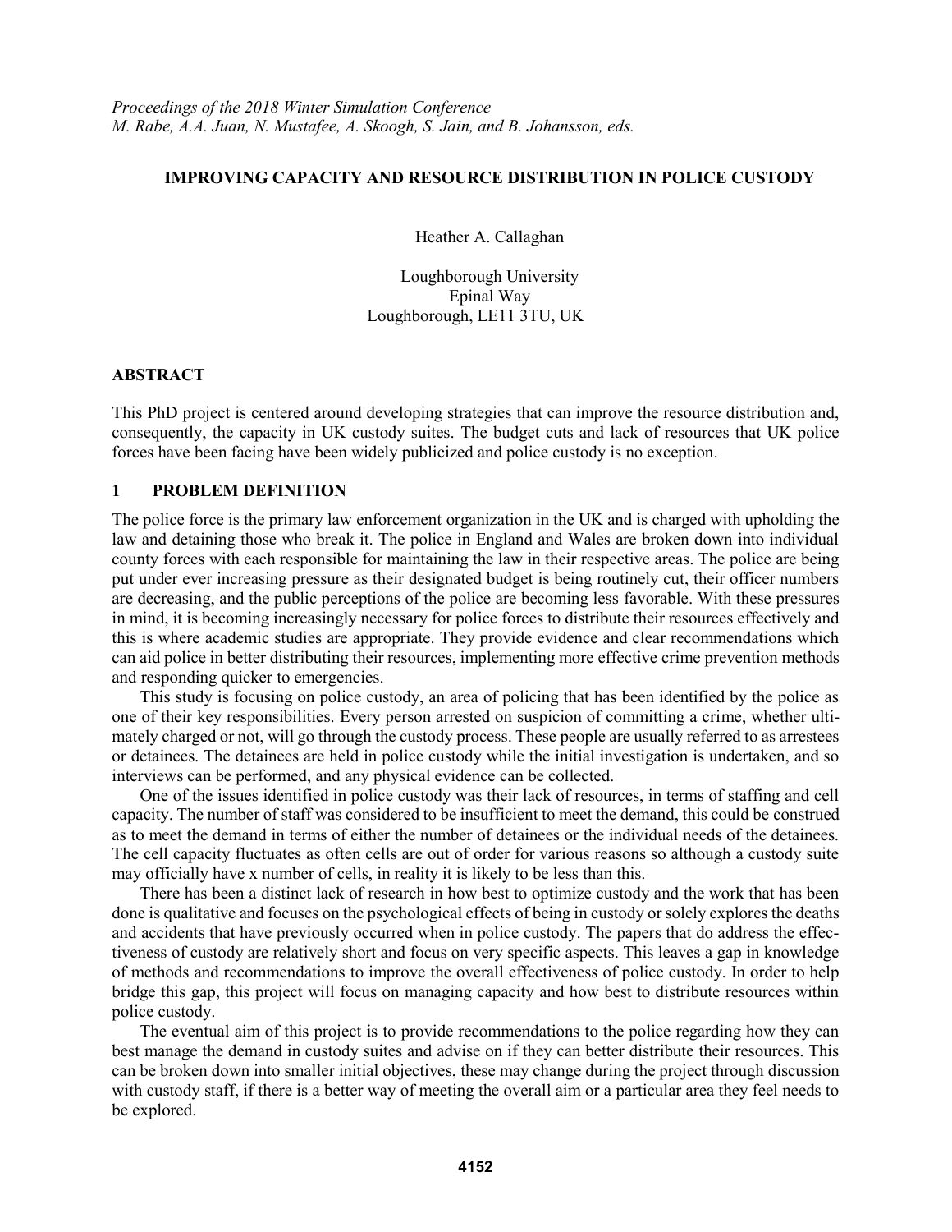*Proceedings of the 2018 Winter Simulation Conference*
*M. Rabe, A.A. Juan, N. Mustafee, A. Skoogh, S. Jain, and B. Johansson, eds.*

# IMPROVING CAPACITY AND RESOURCE DISTRIBUTION IN POLICE CUSTODY

Heather A. Callaghan

Loughborough University
Epinal Way
Loughborough, LE11 3TU, UK

## ABSTRACT

This PhD project is centered around developing strategies that can improve the resource distribution and, consequently, the capacity in UK custody suites. The budget cuts and lack of resources that UK police forces have been facing have been widely publicized and police custody is no exception.

## 1 PROBLEM DEFINITION

The police force is the primary law enforcement organization in the UK and is charged with upholding the law and detaining those who break it. The police in England and Wales are broken down into individual county forces with each responsible for maintaining the law in their respective areas. The police are being put under ever increasing pressure as their designated budget is being routinely cut, their officer numbers are decreasing, and the public perceptions of the police are becoming less favorable. With these pressures in mind, it is becoming increasingly necessary for police forces to distribute their resources effectively and this is where academic studies are appropriate. They provide evidence and clear recommendations which can aid police in better distributing their resources, implementing more effective crime prevention methods and responding quicker to emergencies.

This study is focusing on police custody, an area of policing that has been identified by the police as one of their key responsibilities. Every person arrested on suspicion of committing a crime, whether ultimately charged or not, will go through the custody process. These people are usually referred to as arrestees or detainees. The detainees are held in police custody while the initial investigation is undertaken, and so interviews can be performed, and any physical evidence can be collected.

One of the issues identified in police custody was their lack of resources, in terms of staffing and cell capacity. The number of staff was considered to be insufficient to meet the demand, this could be construed as to meet the demand in terms of either the number of detainees or the individual needs of the detainees. The cell capacity fluctuates as often cells are out of order for various reasons so although a custody suite may officially have x number of cells, in reality it is likely to be less than this.

There has been a distinct lack of research in how best to optimize custody and the work that has been done is qualitative and focuses on the psychological effects of being in custody or solely explores the deaths and accidents that have previously occurred when in police custody. The papers that do address the effectiveness of custody are relatively short and focus on very specific aspects. This leaves a gap in knowledge of methods and recommendations to improve the overall effectiveness of police custody. In order to help bridge this gap, this project will focus on managing capacity and how best to distribute resources within police custody.

The eventual aim of this project is to provide recommendations to the police regarding how they can best manage the demand in custody suites and advise on if they can better distribute their resources. This can be broken down into smaller initial objectives, these may change during the project through discussion with custody staff, if there is a better way of meeting the overall aim or a particular area they feel needs to be explored.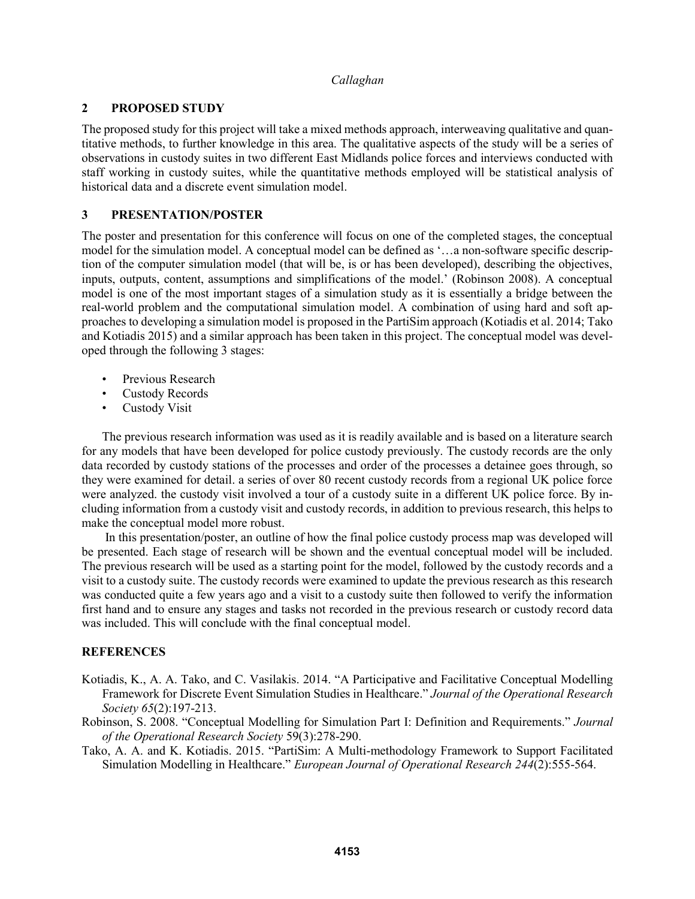## 2 PROPOSED STUDY

The proposed study for this project will take a mixed methods approach, interweaving qualitative and quantitative methods, to further knowledge in this area. The qualitative aspects of the study will be a series of observations in custody suites in two different East Midlands police forces and interviews conducted with staff working in custody suites, while the quantitative methods employed will be statistical analysis of historical data and a discrete event simulation model.

## 3 PRESENTATION/POSTER

The poster and presentation for this conference will focus on one of the completed stages, the conceptual model for the simulation model. A conceptual model can be defined as '…a non-software specific description of the computer simulation model (that will be, is or has been developed), describing the objectives, inputs, outputs, content, assumptions and simplifications of the model.' (Robinson 2008). A conceptual model is one of the most important stages of a simulation study as it is essentially a bridge between the real-world problem and the computational simulation model. A combination of using hard and soft approaches to developing a simulation model is proposed in the PartiSim approach (Kotiadis et al. 2014; Tako and Kotiadis 2015) and a similar approach has been taken in this project. The conceptual model was developed through the following 3 stages:

- Previous Research
- Custody Records
- Custody Visit

The previous research information was used as it is readily available and is based on a literature search for any models that have been developed for police custody previously. The custody records are the only data recorded by custody stations of the processes and order of the processes a detainee goes through, so they were examined for detail. a series of over 80 recent custody records from a regional UK police force were analyzed. the custody visit involved a tour of a custody suite in a different UK police force. By including information from a custody visit and custody records, in addition to previous research, this helps to make the conceptual model more robust.

In this presentation/poster, an outline of how the final police custody process map was developed will be presented. Each stage of research will be shown and the eventual conceptual model will be included. The previous research will be used as a starting point for the model, followed by the custody records and a visit to a custody suite. The custody records were examined to update the previous research as this research was conducted quite a few years ago and a visit to a custody suite then followed to verify the information first hand and to ensure any stages and tasks not recorded in the previous research or custody record data was included. This will conclude with the final conceptual model.

## REFERENCES

Kotiadis, K., A. A. Tako, and C. Vasilakis. 2014. "A Participative and Facilitative Conceptual Modelling Framework for Discrete Event Simulation Studies in Healthcare." *Journal of the Operational Research Society 65*(2):197-213.

Robinson, S. 2008. "Conceptual Modelling for Simulation Part I: Definition and Requirements." *Journal of the Operational Research Society* 59(3):278-290.

Tako, A. A. and K. Kotiadis. 2015. "PartiSim: A Multi-methodology Framework to Support Facilitated Simulation Modelling in Healthcare." *European Journal of Operational Research 244*(2):555-564.